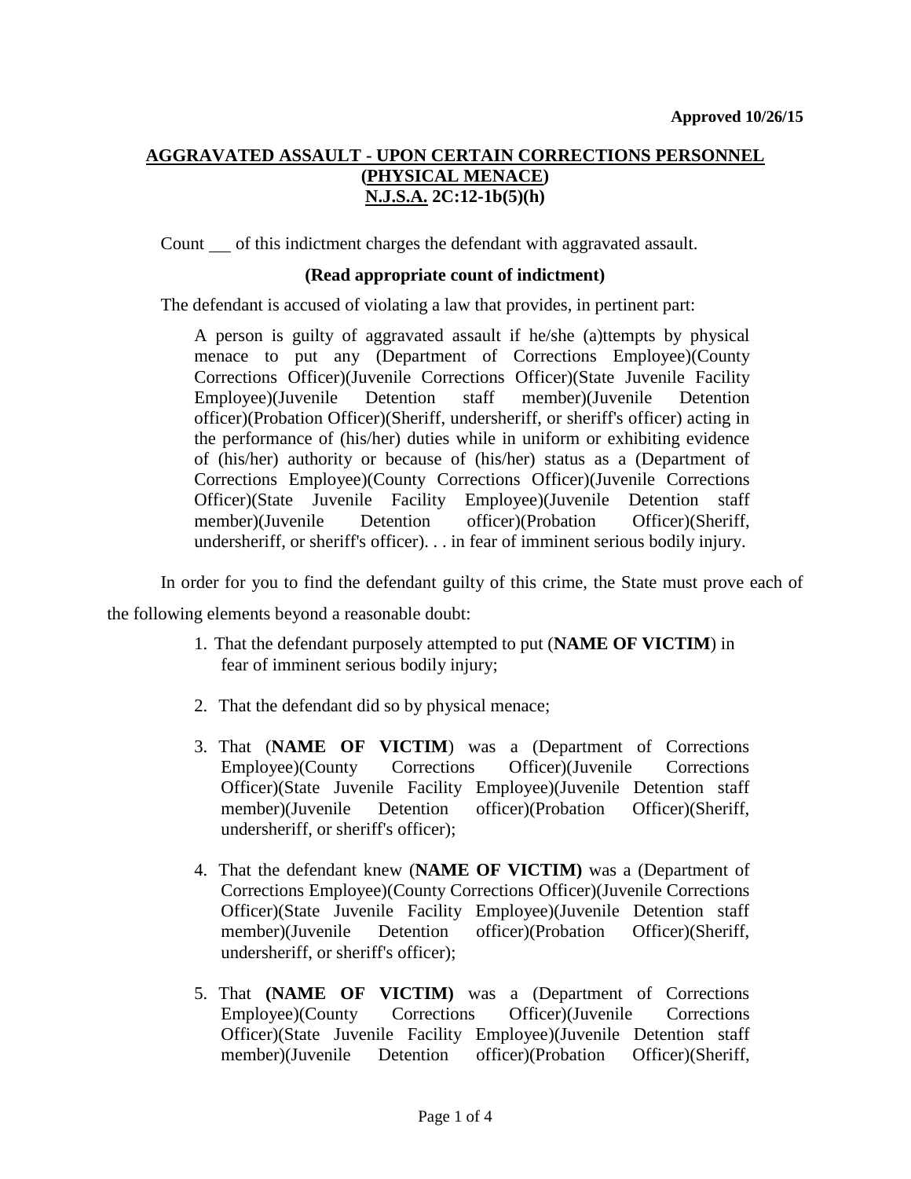**Approved 10/26/15**

## AGGRAVATED ASSAULT - UPON CERTAIN CORRECTIONS PERSONNEL (PHYSICAL MENACE) N.J.S.A. 2C:12-1b(5)(h)

Count \_\_ of this indictment charges the defendant with aggravated assault.

**(Read appropriate count of indictment)**

The defendant is accused of violating a law that provides, in pertinent part:

> A person is guilty of aggravated assault if he/she (a)ttempts by physical menace to put any (Department of Corrections Employee)(County Corrections Officer)(Juvenile Corrections Officer)(State Juvenile Facility Employee)(Juvenile Detention staff member)(Juvenile Detention officer)(Probation Officer)(Sheriff, undersheriff, or sheriff's officer) acting in the performance of (his/her) duties while in uniform or exhibiting evidence of (his/her) authority or because of (his/her) status as a (Department of Corrections Employee)(County Corrections Officer)(Juvenile Corrections Officer)(State Juvenile Facility Employee)(Juvenile Detention staff member)(Juvenile Detention officer)(Probation Officer)(Sheriff, undersheriff, or sheriff's officer). . . in fear of imminent serious bodily injury.

In order for you to find the defendant guilty of this crime, the State must prove each of the following elements beyond a reasonable doubt:

1. That the defendant purposely attempted to put (**NAME OF VICTIM**) in fear of imminent serious bodily injury;

2. That the defendant did so by physical menace;

3. That (**NAME OF VICTIM**) was a (Department of Corrections Employee)(County Corrections Officer)(Juvenile Corrections Officer)(State Juvenile Facility Employee)(Juvenile Detention staff member)(Juvenile Detention officer)(Probation Officer)(Sheriff, undersheriff, or sheriff's officer);

4. That the defendant knew (**NAME OF VICTIM)** was a (Department of Corrections Employee)(County Corrections Officer)(Juvenile Corrections Officer)(State Juvenile Facility Employee)(Juvenile Detention staff member)(Juvenile Detention officer)(Probation Officer)(Sheriff, undersheriff, or sheriff's officer);

5. That **(NAME OF VICTIM)** was a (Department of Corrections Employee)(County Corrections Officer)(Juvenile Corrections Officer)(State Juvenile Facility Employee)(Juvenile Detention staff member)(Juvenile Detention officer)(Probation Officer)(Sheriff,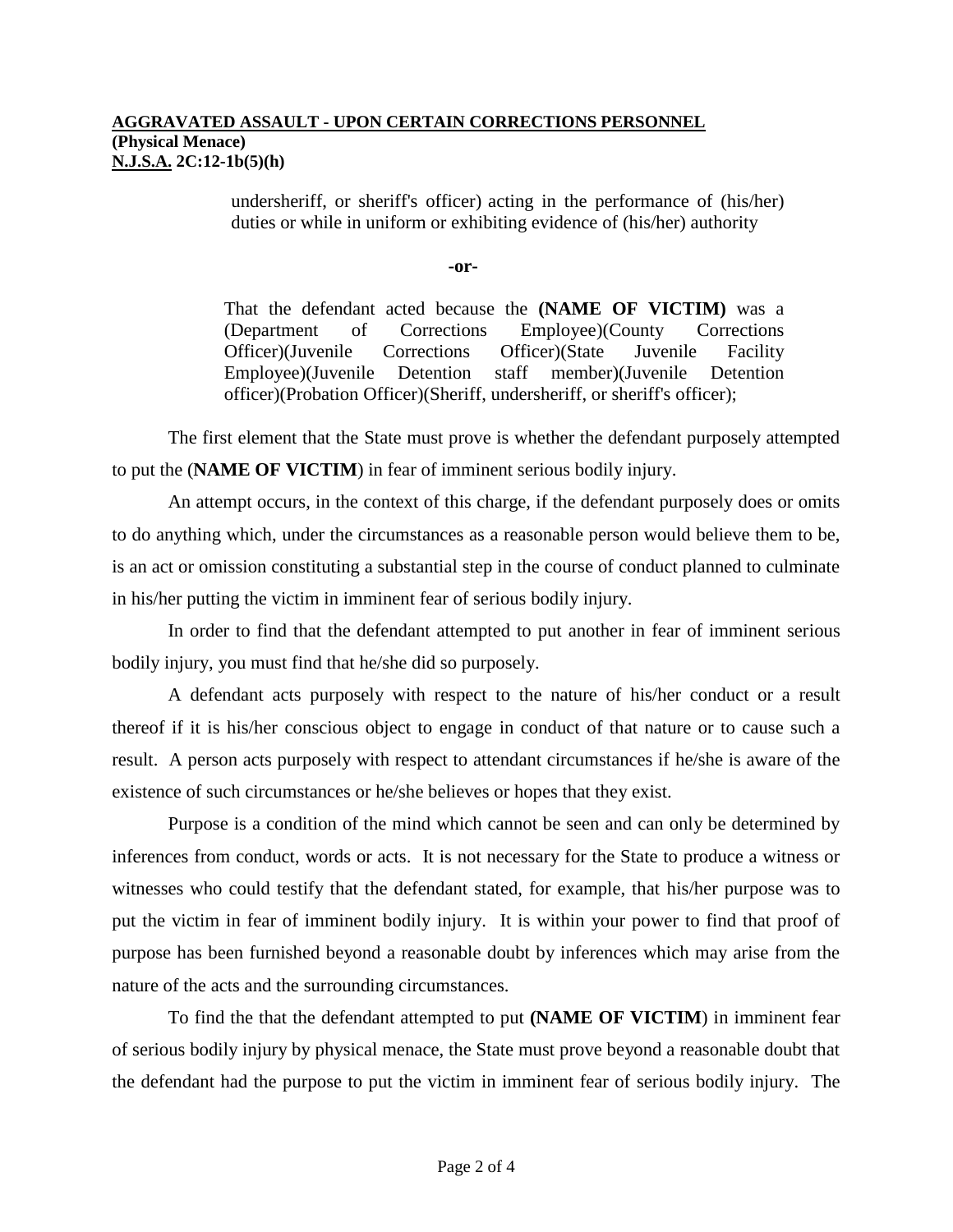undersheriff, or sheriff's officer) acting in the performance of (his/her) duties or while in uniform or exhibiting evidence of (his/her) authority

**-or-**

That the defendant acted because the **(NAME OF VICTIM)** was a (Department of Corrections Employee)(County Corrections Officer)(Juvenile Corrections Officer)(State Juvenile Facility Employee)(Juvenile Detention staff member)(Juvenile Detention officer)(Probation Officer)(Sheriff, undersheriff, or sheriff's officer);

The first element that the State must prove is whether the defendant purposely attempted to put the (**NAME OF VICTIM**) in fear of imminent serious bodily injury.

An attempt occurs, in the context of this charge, if the defendant purposely does or omits to do anything which, under the circumstances as a reasonable person would believe them to be, is an act or omission constituting a substantial step in the course of conduct planned to culminate in his/her putting the victim in imminent fear of serious bodily injury.

In order to find that the defendant attempted to put another in fear of imminent serious bodily injury, you must find that he/she did so purposely.

A defendant acts purposely with respect to the nature of his/her conduct or a result thereof if it is his/her conscious object to engage in conduct of that nature or to cause such a result. A person acts purposely with respect to attendant circumstances if he/she is aware of the existence of such circumstances or he/she believes or hopes that they exist.

Purpose is a condition of the mind which cannot be seen and can only be determined by inferences from conduct, words or acts. It is not necessary for the State to produce a witness or witnesses who could testify that the defendant stated, for example, that his/her purpose was to put the victim in fear of imminent bodily injury. It is within your power to find that proof of purpose has been furnished beyond a reasonable doubt by inferences which may arise from the nature of the acts and the surrounding circumstances.

To find the that the defendant attempted to put **(NAME OF VICTIM**) in imminent fear of serious bodily injury by physical menace, the State must prove beyond a reasonable doubt that the defendant had the purpose to put the victim in imminent fear of serious bodily injury. The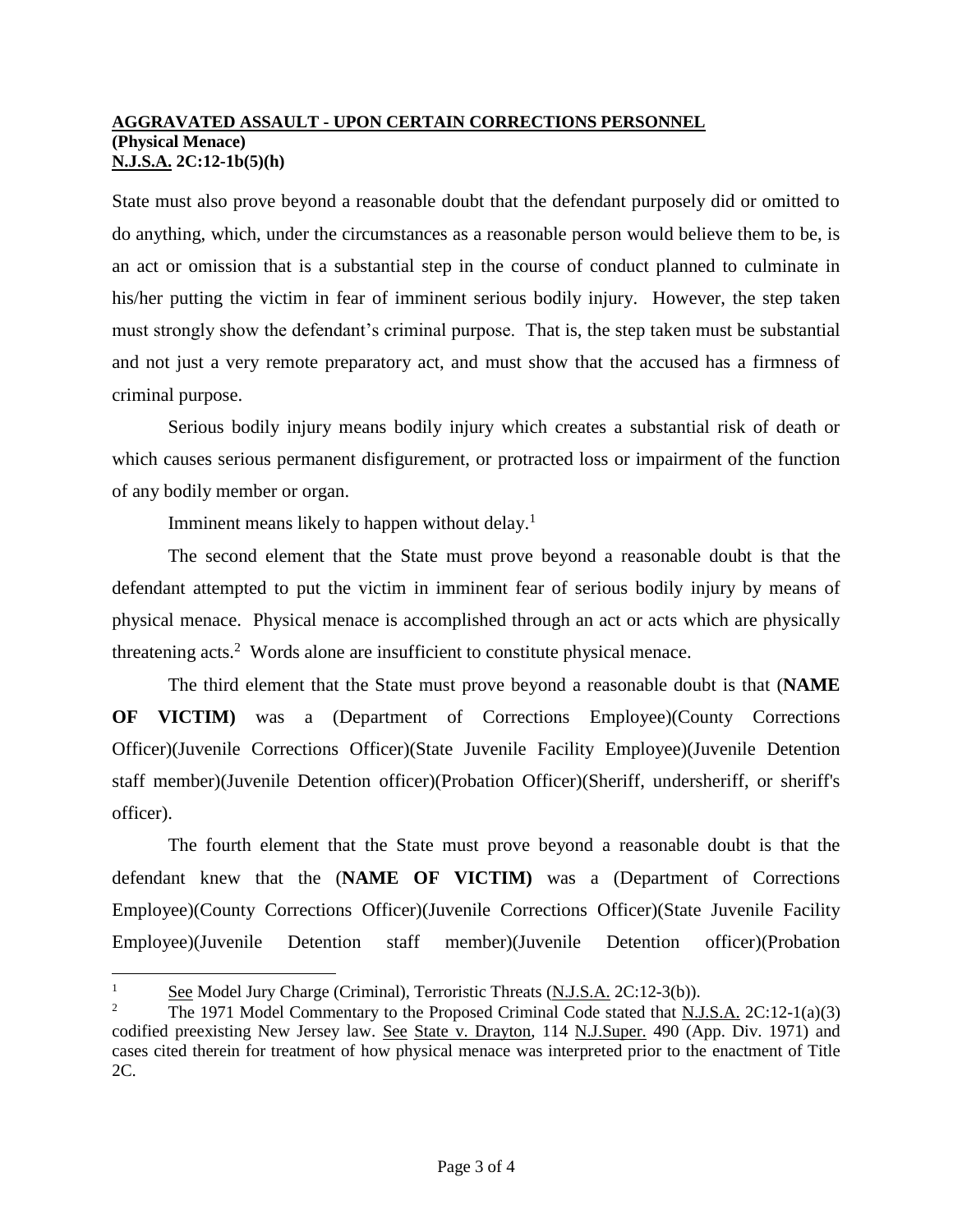**AGGRAVATED ASSAULT - UPON CERTAIN CORRECTIONS PERSONNEL**
**(Physical Menace)**
**N.J.S.A. 2C:12-1b(5)(h)**

State must also prove beyond a reasonable doubt that the defendant purposely did or omitted to do anything, which, under the circumstances as a reasonable person would believe them to be, is an act or omission that is a substantial step in the course of conduct planned to culminate in his/her putting the victim in fear of imminent serious bodily injury. However, the step taken must strongly show the defendant's criminal purpose. That is, the step taken must be substantial and not just a very remote preparatory act, and must show that the accused has a firmness of criminal purpose.

Serious bodily injury means bodily injury which creates a substantial risk of death or which causes serious permanent disfigurement, or protracted loss or impairment of the function of any bodily member or organ.

Imminent means likely to happen without delay.[1]

The second element that the State must prove beyond a reasonable doubt is that the defendant attempted to put the victim in imminent fear of serious bodily injury by means of physical menace. Physical menace is accomplished through an act or acts which are physically threatening acts.[2] Words alone are insufficient to constitute physical menace.

The third element that the State must prove beyond a reasonable doubt is that (**NAME OF VICTIM**) was a (Department of Corrections Employee)(County Corrections Officer)(Juvenile Corrections Officer)(State Juvenile Facility Employee)(Juvenile Detention staff member)(Juvenile Detention officer)(Probation Officer)(Sheriff, undersheriff, or sheriff's officer).

The fourth element that the State must prove beyond a reasonable doubt is that the defendant knew that the (**NAME OF VICTIM**) was a (Department of Corrections Employee)(County Corrections Officer)(Juvenile Corrections Officer)(State Juvenile Facility Employee)(Juvenile Detention staff member)(Juvenile Detention officer)(Probation

---

[1] See Model Jury Charge (Criminal), Terroristic Threats (N.J.S.A. 2C:12-3(b)).

[2] The 1971 Model Commentary to the Proposed Criminal Code stated that N.J.S.A. 2C:12-1(a)(3) codified preexisting New Jersey law. See State v. Drayton, 114 N.J.Super. 490 (App. Div. 1971) and cases cited therein for treatment of how physical menace was interpreted prior to the enactment of Title 2C.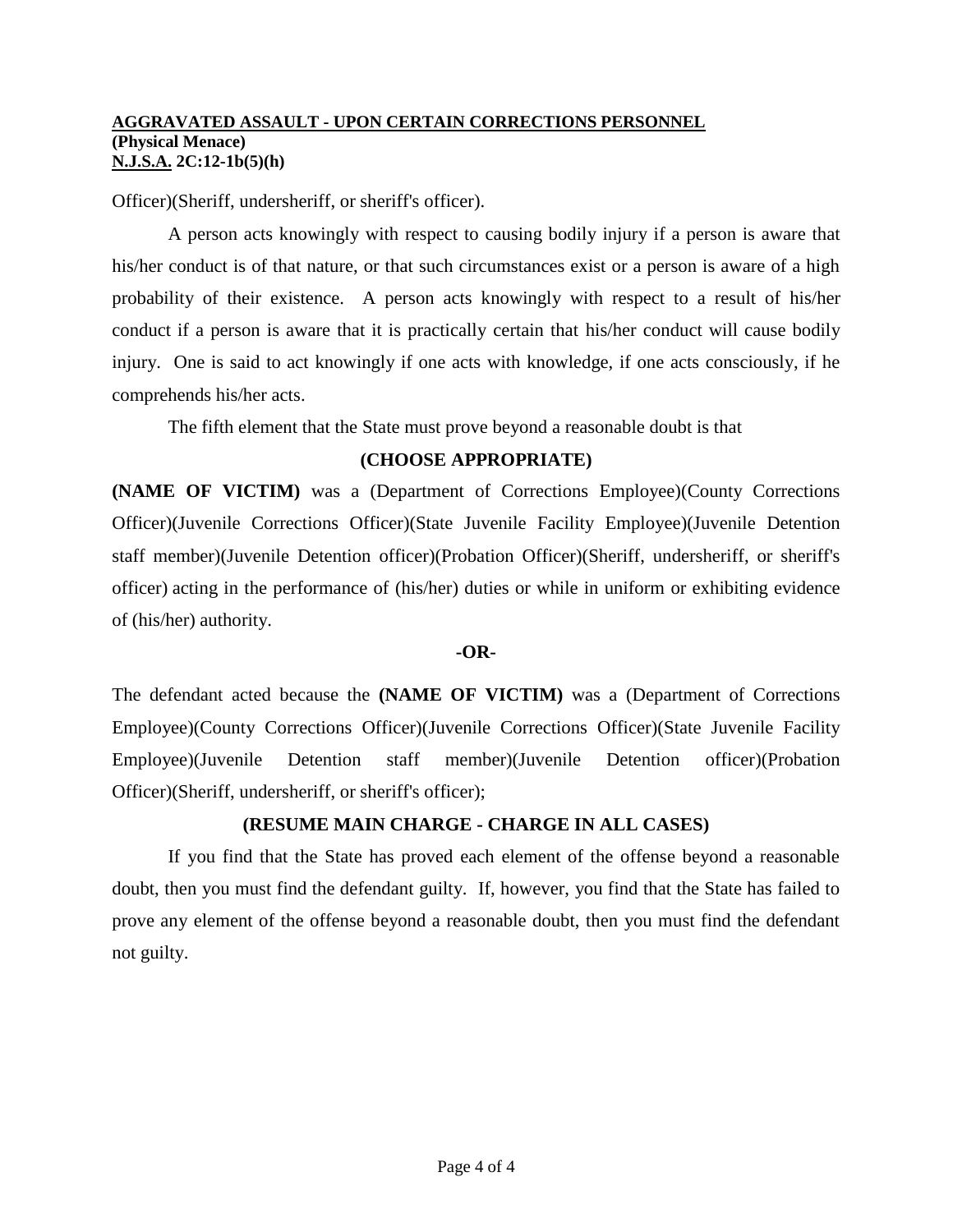Officer)(Sheriff, undersheriff, or sheriff's officer).

A person acts knowingly with respect to causing bodily injury if a person is aware that his/her conduct is of that nature, or that such circumstances exist or a person is aware of a high probability of their existence. A person acts knowingly with respect to a result of his/her conduct if a person is aware that it is practically certain that his/her conduct will cause bodily injury. One is said to act knowingly if one acts with knowledge, if one acts consciously, if he comprehends his/her acts.

The fifth element that the State must prove beyond a reasonable doubt is that

**(CHOOSE APPROPRIATE)**

**(NAME OF VICTIM)** was a (Department of Corrections Employee)(County Corrections Officer)(Juvenile Corrections Officer)(State Juvenile Facility Employee)(Juvenile Detention staff member)(Juvenile Detention officer)(Probation Officer)(Sheriff, undersheriff, or sheriff's officer) acting in the performance of (his/her) duties or while in uniform or exhibiting evidence of (his/her) authority.

**-OR-**

The defendant acted because the **(NAME OF VICTIM)** was a (Department of Corrections Employee)(County Corrections Officer)(Juvenile Corrections Officer)(State Juvenile Facility Employee)(Juvenile Detention staff member)(Juvenile Detention officer)(Probation Officer)(Sheriff, undersheriff, or sheriff's officer);

**(RESUME MAIN CHARGE - CHARGE IN ALL CASES)**

If you find that the State has proved each element of the offense beyond a reasonable doubt, then you must find the defendant guilty. If, however, you find that the State has failed to prove any element of the offense beyond a reasonable doubt, then you must find the defendant not guilty.